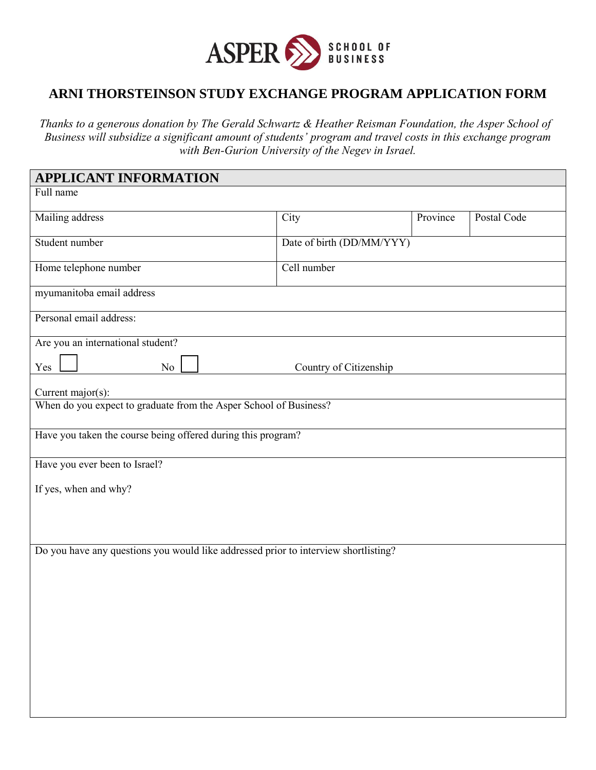ASPER SCHOOL OF BUSINESS

# ARNI THORSTEINSON STUDY EXCHANGE PROGRAM APPLICATION FORM

*Thanks to a generous donation by The Gerald Schwartz & Heather Reisman Foundation, the Asper School of Business will subsidize a significant amount of students' program and travel costs in this exchange program with Ben-Gurion University of the Negev in Israel.*

## APPLICANT INFORMATION

| Full name | | | |
|---|---|---|---|
| Mailing address | City | Province | Postal Code |
| Student number | Date of birth (DD/MM/YYY) | | |
| Home telephone number | Cell number | | |
| myumanitoba email address | | | |
| Personal email address: | | | |
| Are you an international student? Yes ☐ No ☐ | Country of Citizenship | | |
| Current major(s): | | | |
| When do you expect to graduate from the Asper School of Business? | | | |
| Have you taken the course being offered during this program? | | | |
| Have you ever been to Israel? If yes, when and why? | | | |
| Do you have any questions you would like addressed prior to interview shortlisting? | | | |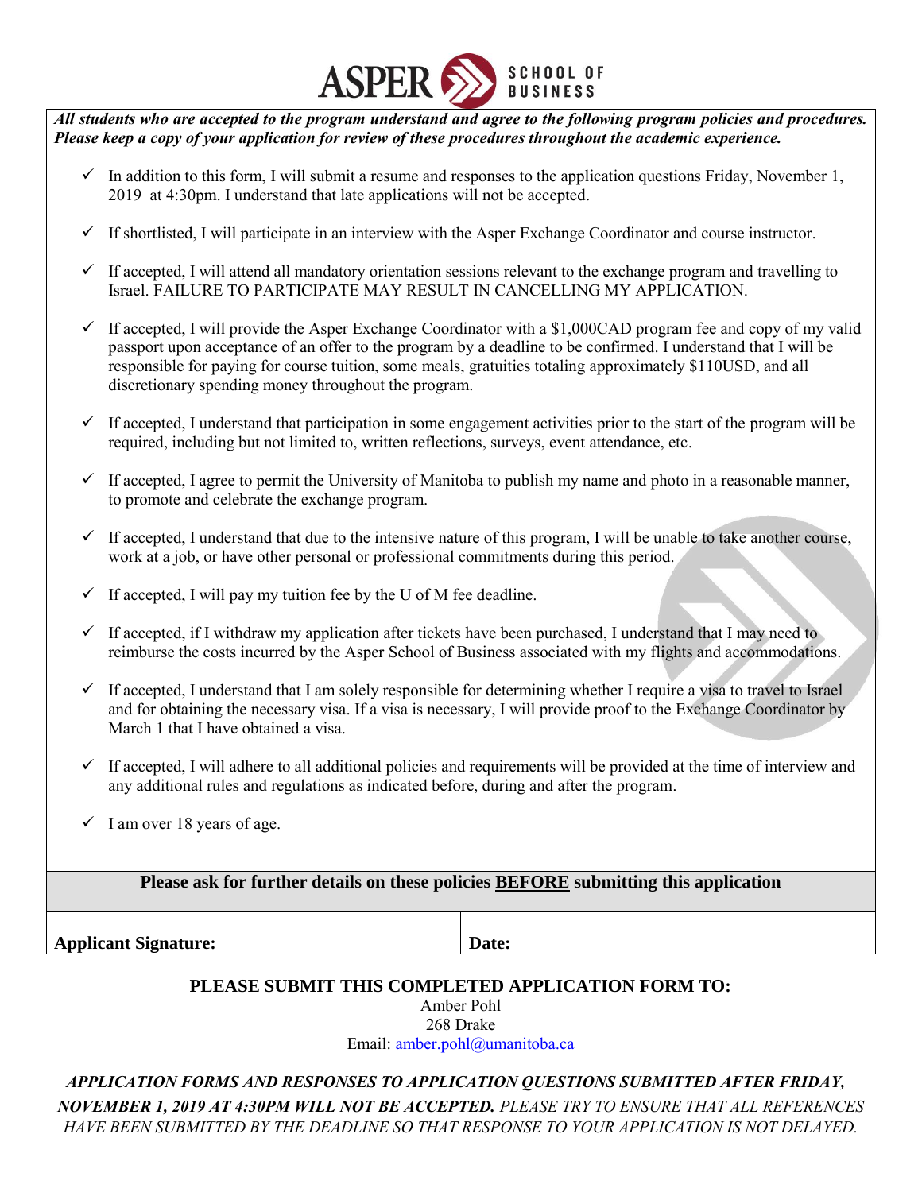ASPER SCHOOL OF BUSINESS

***All students who are accepted to the program understand and agree to the following program policies and procedures. Please keep a copy of your application for review of these procedures throughout the academic experience.***

- ✓ In addition to this form, I will submit a resume and responses to the application questions Friday, November 1, 2019 at 4:30pm. I understand that late applications will not be accepted.
- ✓ If shortlisted, I will participate in an interview with the Asper Exchange Coordinator and course instructor.
- ✓ If accepted, I will attend all mandatory orientation sessions relevant to the exchange program and travelling to Israel. FAILURE TO PARTICIPATE MAY RESULT IN CANCELLING MY APPLICATION.
- ✓ If accepted, I will provide the Asper Exchange Coordinator with a $1,000CAD program fee and copy of my valid passport upon acceptance of an offer to the program by a deadline to be confirmed. I understand that I will be responsible for paying for course tuition, some meals, gratuities totaling approximately $110USD, and all discretionary spending money throughout the program.
- ✓ If accepted, I understand that participation in some engagement activities prior to the start of the program will be required, including but not limited to, written reflections, surveys, event attendance, etc.
- ✓ If accepted, I agree to permit the University of Manitoba to publish my name and photo in a reasonable manner, to promote and celebrate the exchange program.
- ✓ If accepted, I understand that due to the intensive nature of this program, I will be unable to take another course, work at a job, or have other personal or professional commitments during this period.
- ✓ If accepted, I will pay my tuition fee by the U of M fee deadline.
- ✓ If accepted, if I withdraw my application after tickets have been purchased, I understand that I may need to reimburse the costs incurred by the Asper School of Business associated with my flights and accommodations.
- ✓ If accepted, I understand that I am solely responsible for determining whether I require a visa to travel to Israel and for obtaining the necessary visa. If a visa is necessary, I will provide proof to the Exchange Coordinator by March 1 that I have obtained a visa.
- ✓ If accepted, I will adhere to all additional policies and requirements will be provided at the time of interview and any additional rules and regulations as indicated before, during and after the program.
- ✓ I am over 18 years of age.

**Please ask for further details on these policies <u>BEFORE</u> submitting this application**

| | |
|---|---|
| **Applicant Signature:** | **Date:** |

**PLEASE SUBMIT THIS COMPLETED APPLICATION FORM TO:**

Amber Pohl
268 Drake
Email: amber.pohl@umanitoba.ca

***APPLICATION FORMS AND RESPONSES TO APPLICATION QUESTIONS SUBMITTED AFTER FRIDAY, NOVEMBER 1, 2019 AT 4:30PM WILL NOT BE ACCEPTED.*** *PLEASE TRY TO ENSURE THAT ALL REFERENCES HAVE BEEN SUBMITTED BY THE DEADLINE SO THAT RESPONSE TO YOUR APPLICATION IS NOT DELAYED.*